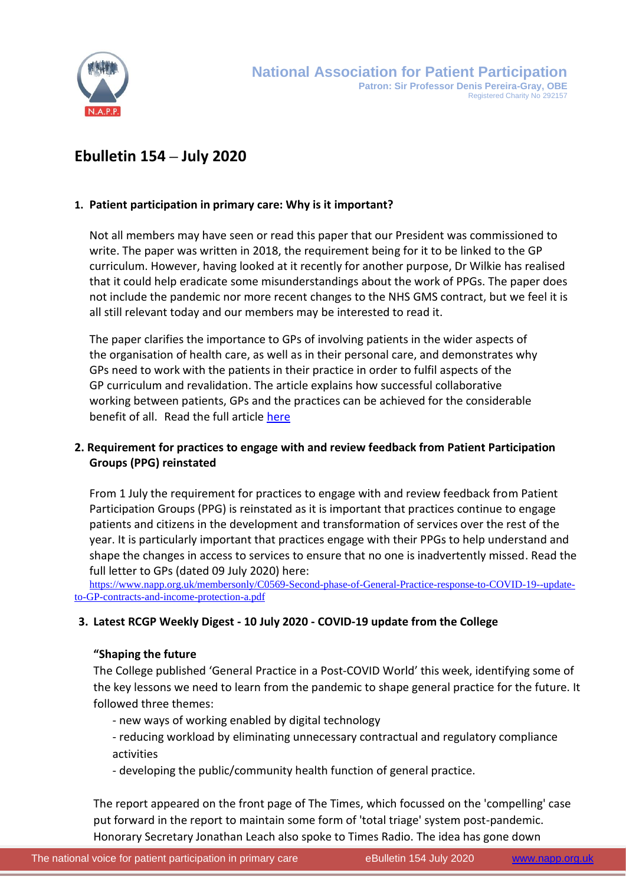National Association for Patient Participation
Patron: Sir Professor Denis Pereira-Gray, OBE
Registered Charity No 292157

# Ebulletin 154 – July 2020

## 1. Patient participation in primary care: Why is it important?

Not all members may have seen or read this paper that our President was commissioned to write. The paper was written in 2018, the requirement being for it to be linked to the GP curriculum. However, having looked at it recently for another purpose, Dr Wilkie has realised that it could help eradicate some misunderstandings about the work of PPGs. The paper does not include the pandemic nor more recent changes to the NHS GMS contract, but we feel it is all still relevant today and our members may be interested to read it.

The paper clarifies the importance to GPs of involving patients in the wider aspects of the organisation of health care, as well as in their personal care, and demonstrates why GPs need to work with the patients in their practice in order to fulfil aspects of the GP curriculum and revalidation. The article explains how successful collaborative working between patients, GPs and the practices can be achieved for the considerable benefit of all. Read the full article here

## 2. Requirement for practices to engage with and review feedback from Patient Participation Groups (PPG) reinstated

From 1 July the requirement for practices to engage with and review feedback from Patient Participation Groups (PPG) is reinstated as it is important that practices continue to engage patients and citizens in the development and transformation of services over the rest of the year. It is particularly important that practices engage with their PPGs to help understand and shape the changes in access to services to ensure that no one is inadvertently missed. Read the full letter to GPs (dated 09 July 2020) here:
https://www.napp.org.uk/membersonly/C0569-Second-phase-of-General-Practice-response-to-COVID-19--update-to-GP-contracts-and-income-protection-a.pdf

## 3. Latest RCGP Weekly Digest - 10 July 2020 - COVID-19 update from the College

**"Shaping the future**

The College published 'General Practice in a Post-COVID World' this week, identifying some of the key lessons we need to learn from the pandemic to shape general practice for the future. It followed three themes:

- new ways of working enabled by digital technology
- reducing workload by eliminating unnecessary contractual and regulatory compliance activities
- developing the public/community health function of general practice.

The report appeared on the front page of The Times, which focussed on the 'compelling' case put forward in the report to maintain some form of 'total triage' system post-pandemic. Honorary Secretary Jonathan Leach also spoke to Times Radio. The idea has gone down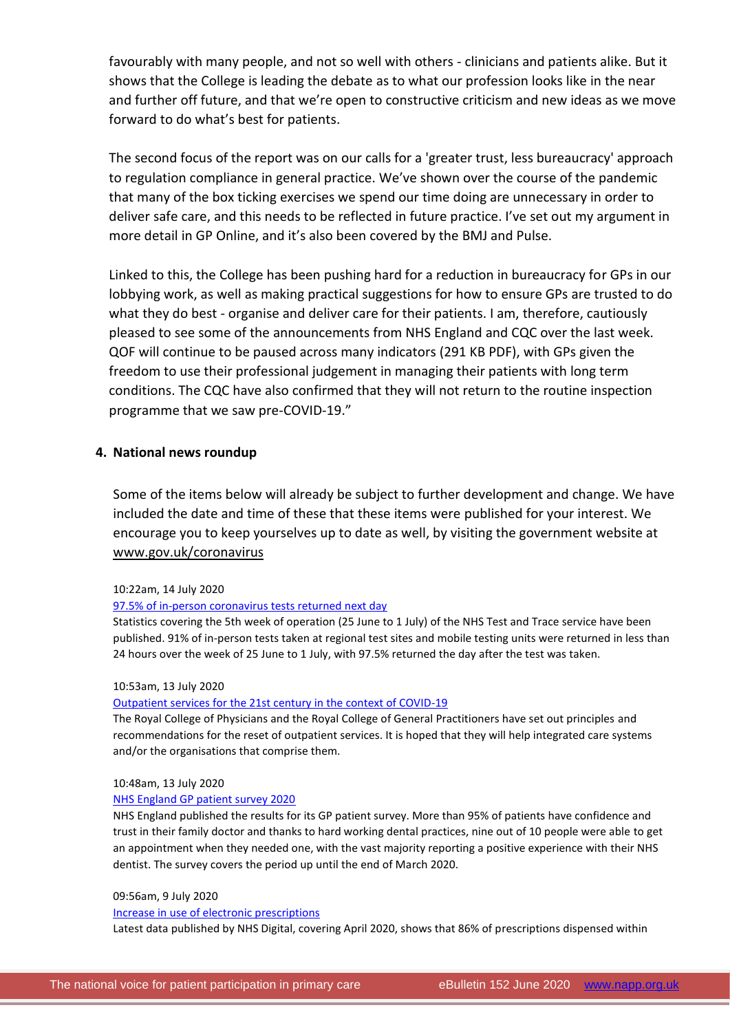favourably with many people, and not so well with others - clinicians and patients alike. But it shows that the College is leading the debate as to what our profession looks like in the near and further off future, and that we're open to constructive criticism and new ideas as we move forward to do what's best for patients.

The second focus of the report was on our calls for a 'greater trust, less bureaucracy' approach to regulation compliance in general practice. We've shown over the course of the pandemic that many of the box ticking exercises we spend our time doing are unnecessary in order to deliver safe care, and this needs to be reflected in future practice. I've set out my argument in more detail in GP Online, and it's also been covered by the BMJ and Pulse.

Linked to this, the College has been pushing hard for a reduction in bureaucracy for GPs in our lobbying work, as well as making practical suggestions for how to ensure GPs are trusted to do what they do best - organise and deliver care for their patients. I am, therefore, cautiously pleased to see some of the announcements from NHS England and CQC over the last week. QOF will continue to be paused across many indicators (291 KB PDF), with GPs given the freedom to use their professional judgement in managing their patients with long term conditions. The CQC have also confirmed that they will not return to the routine inspection programme that we saw pre-COVID-19."

## 4. National news roundup

Some of the items below will already be subject to further development and change. We have included the date and time of these that these items were published for your interest. We encourage you to keep yourselves up to date as well, by visiting the government website at www.gov.uk/coronavirus

10:22am, 14 July 2020

97.5% of in-person coronavirus tests returned next day

Statistics covering the 5th week of operation (25 June to 1 July) of the NHS Test and Trace service have been published. 91% of in-person tests taken at regional test sites and mobile testing units were returned in less than 24 hours over the week of 25 June to 1 July, with 97.5% returned the day after the test was taken.

10:53am, 13 July 2020

Outpatient services for the 21st century in the context of COVID-19

The Royal College of Physicians and the Royal College of General Practitioners have set out principles and recommendations for the reset of outpatient services. It is hoped that they will help integrated care systems and/or the organisations that comprise them.

10:48am, 13 July 2020

NHS England GP patient survey 2020

NHS England published the results for its GP patient survey. More than 95% of patients have confidence and trust in their family doctor and thanks to hard working dental practices, nine out of 10 people were able to get an appointment when they needed one, with the vast majority reporting a positive experience with their NHS dentist. The survey covers the period up until the end of March 2020.

09:56am, 9 July 2020

Increase in use of electronic prescriptions

Latest data published by NHS Digital, covering April 2020, shows that 86% of prescriptions dispensed within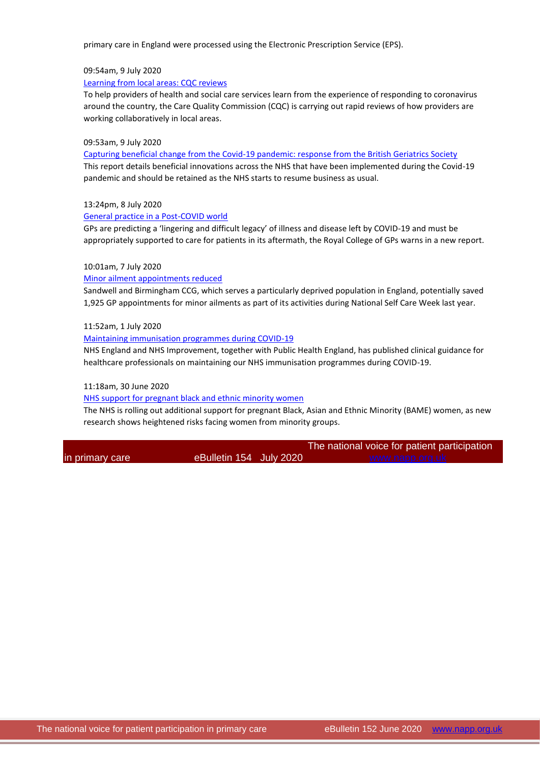primary care in England were processed using the Electronic Prescription Service (EPS).

09:54am, 9 July 2020

Learning from local areas: CQC reviews

To help providers of health and social care services learn from the experience of responding to coronavirus around the country, the Care Quality Commission (CQC) is carrying out rapid reviews of how providers are working collaboratively in local areas.

09:53am, 9 July 2020

Capturing beneficial change from the Covid-19 pandemic: response from the British Geriatrics Society

This report details beneficial innovations across the NHS that have been implemented during the Covid-19 pandemic and should be retained as the NHS starts to resume business as usual.

13:24pm, 8 July 2020

General practice in a Post-COVID world

GPs are predicting a 'lingering and difficult legacy' of illness and disease left by COVID-19 and must be appropriately supported to care for patients in its aftermath, the Royal College of GPs warns in a new report.

10:01am, 7 July 2020

Minor ailment appointments reduced

Sandwell and Birmingham CCG, which serves a particularly deprived population in England, potentially saved 1,925 GP appointments for minor ailments as part of its activities during National Self Care Week last year.

11:52am, 1 July 2020

Maintaining immunisation programmes during COVID-19

NHS England and NHS Improvement, together with Public Health England, has published clinical guidance for healthcare professionals on maintaining our NHS immunisation programmes during COVID-19.

11:18am, 30 June 2020

NHS support for pregnant black and ethnic minority women

The NHS is rolling out additional support for pregnant Black, Asian and Ethnic Minority (BAME) women, as new research shows heightened risks facing women from minority groups.

The national voice for patient participation in primary care eBulletin 154 July 2020 www.napp.org.uk